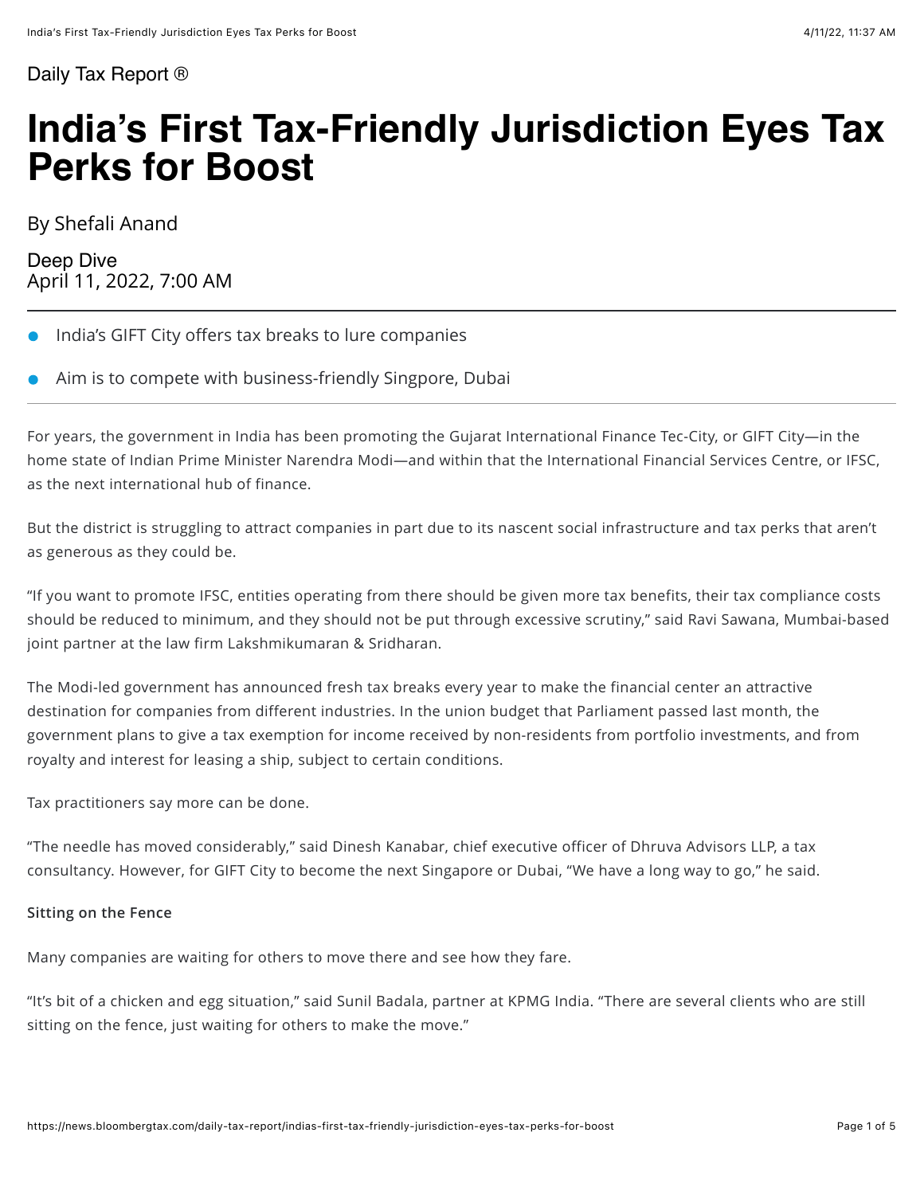Daily Tax Report ®

# India's First Tax-Friendly Jurisdiction Eyes Tax Perks for Boost

By Shefali Anand

Deep Dive
April 11, 2022, 7:00 AM

- India's GIFT City offers tax breaks to lure companies
- Aim is to compete with business-friendly Singpore, Dubai

For years, the government in India has been promoting the Gujarat International Finance Tec-City, or GIFT City—in the home state of Indian Prime Minister Narendra Modi—and within that the International Financial Services Centre, or IFSC, as the next international hub of finance.

But the district is struggling to attract companies in part due to its nascent social infrastructure and tax perks that aren't as generous as they could be.

"If you want to promote IFSC, entities operating from there should be given more tax benefits, their tax compliance costs should be reduced to minimum, and they should not be put through excessive scrutiny," said Ravi Sawana, Mumbai-based joint partner at the law firm Lakshmikumaran & Sridharan.

The Modi-led government has announced fresh tax breaks every year to make the financial center an attractive destination for companies from different industries. In the union budget that Parliament passed last month, the government plans to give a tax exemption for income received by non-residents from portfolio investments, and from royalty and interest for leasing a ship, subject to certain conditions.

Tax practitioners say more can be done.

"The needle has moved considerably," said Dinesh Kanabar, chief executive officer of Dhruva Advisors LLP, a tax consultancy. However, for GIFT City to become the next Singapore or Dubai, "We have a long way to go," he said.

**Sitting on the Fence**

Many companies are waiting for others to move there and see how they fare.

"It's bit of a chicken and egg situation," said Sunil Badala, partner at KPMG India. "There are several clients who are still sitting on the fence, just waiting for others to make the move."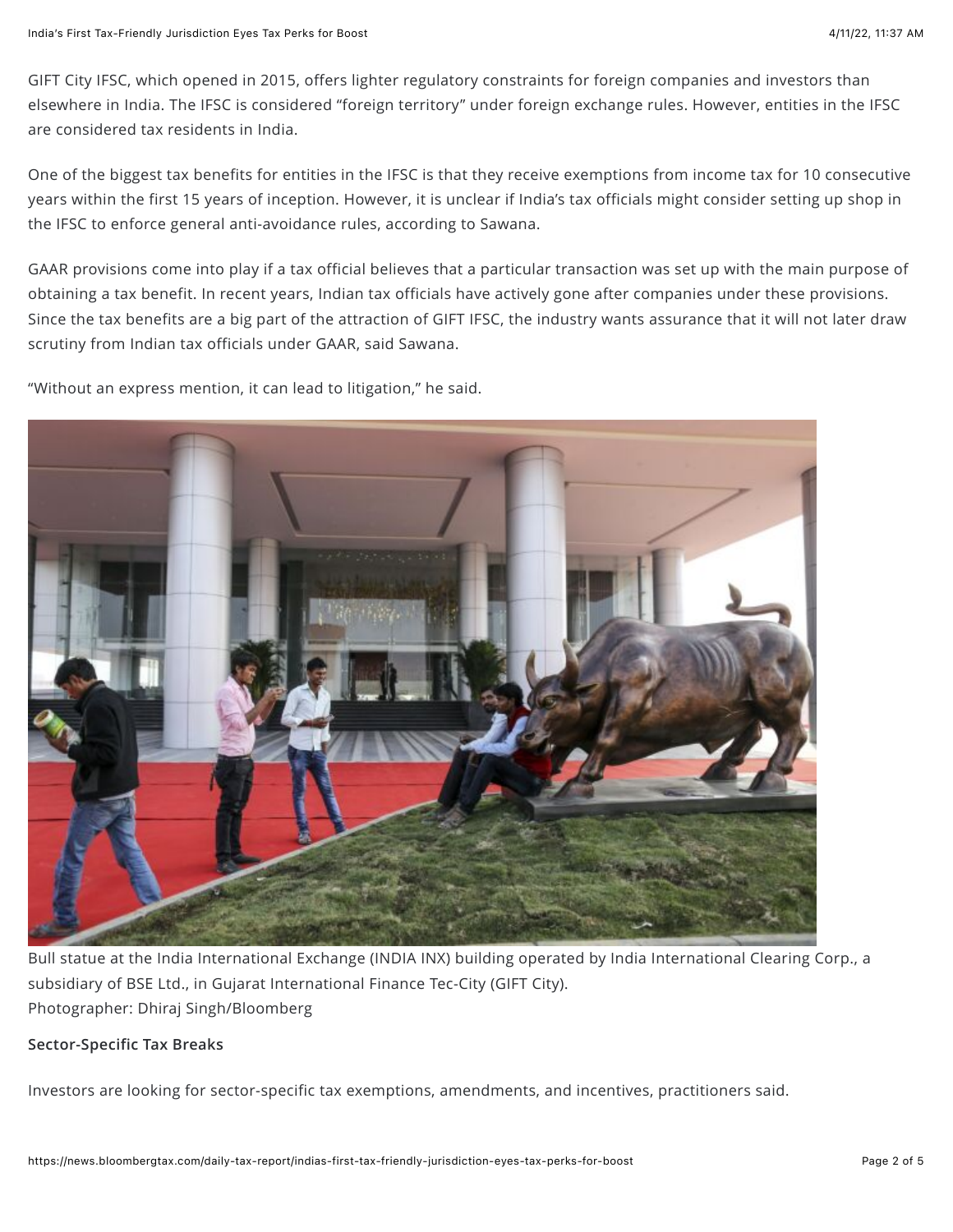GIFT City IFSC, which opened in 2015, offers lighter regulatory constraints for foreign companies and investors than elsewhere in India. The IFSC is considered "foreign territory" under foreign exchange rules. However, entities in the IFSC are considered tax residents in India.

One of the biggest tax benefits for entities in the IFSC is that they receive exemptions from income tax for 10 consecutive years within the first 15 years of inception. However, it is unclear if India's tax officials might consider setting up shop in the IFSC to enforce general anti-avoidance rules, according to Sawana.

GAAR provisions come into play if a tax official believes that a particular transaction was set up with the main purpose of obtaining a tax benefit. In recent years, Indian tax officials have actively gone after companies under these provisions. Since the tax benefits are a big part of the attraction of GIFT IFSC, the industry wants assurance that it will not later draw scrutiny from Indian tax officials under GAAR, said Sawana.

"Without an express mention, it can lead to litigation," he said.

Bull statue at the India International Exchange (INDIA INX) building operated by India International Clearing Corp., a subsidiary of BSE Ltd., in Gujarat International Finance Tec-City (GIFT City).
Photographer: Dhiraj Singh/Bloomberg

**Sector-Specific Tax Breaks**

Investors are looking for sector-specific tax exemptions, amendments, and incentives, practitioners said.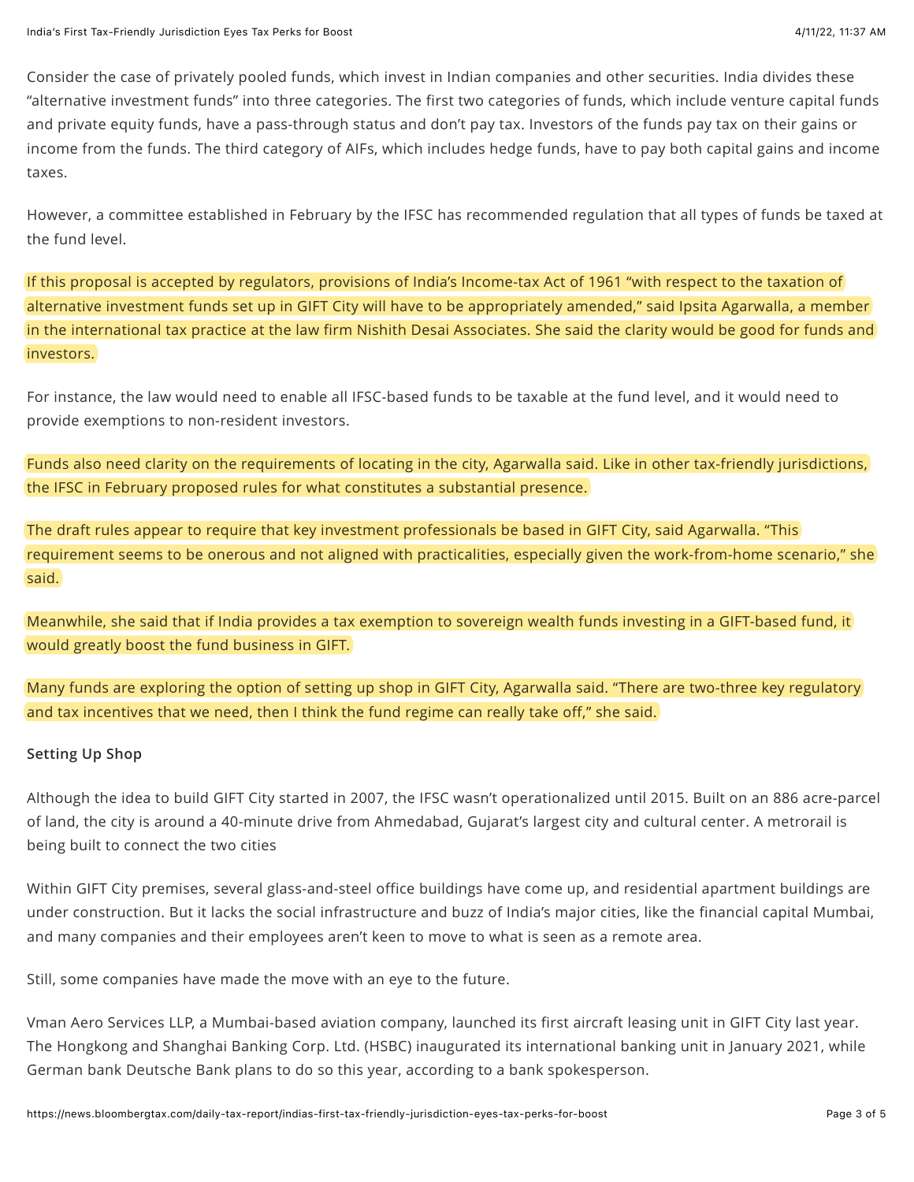Consider the case of privately pooled funds, which invest in Indian companies and other securities. India divides these "alternative investment funds" into three categories. The first two categories of funds, which include venture capital funds and private equity funds, have a pass-through status and don't pay tax. Investors of the funds pay tax on their gains or income from the funds. The third category of AIFs, which includes hedge funds, have to pay both capital gains and income taxes.

However, a committee established in February by the IFSC has recommended regulation that all types of funds be taxed at the fund level.

If this proposal is accepted by regulators, provisions of India's Income-tax Act of 1961 "with respect to the taxation of alternative investment funds set up in GIFT City will have to be appropriately amended," said Ipsita Agarwalla, a member in the international tax practice at the law firm Nishith Desai Associates. She said the clarity would be good for funds and investors.

For instance, the law would need to enable all IFSC-based funds to be taxable at the fund level, and it would need to provide exemptions to non-resident investors.

Funds also need clarity on the requirements of locating in the city, Agarwalla said. Like in other tax-friendly jurisdictions, the IFSC in February proposed rules for what constitutes a substantial presence.

The draft rules appear to require that key investment professionals be based in GIFT City, said Agarwalla. "This requirement seems to be onerous and not aligned with practicalities, especially given the work-from-home scenario," she said.

Meanwhile, she said that if India provides a tax exemption to sovereign wealth funds investing in a GIFT-based fund, it would greatly boost the fund business in GIFT.

Many funds are exploring the option of setting up shop in GIFT City, Agarwalla said. "There are two-three key regulatory and tax incentives that we need, then I think the fund regime can really take off," she said.

**Setting Up Shop**

Although the idea to build GIFT City started in 2007, the IFSC wasn't operationalized until 2015. Built on an 886 acre-parcel of land, the city is around a 40-minute drive from Ahmedabad, Gujarat's largest city and cultural center. A metrorail is being built to connect the two cities

Within GIFT City premises, several glass-and-steel office buildings have come up, and residential apartment buildings are under construction. But it lacks the social infrastructure and buzz of India's major cities, like the financial capital Mumbai, and many companies and their employees aren't keen to move to what is seen as a remote area.

Still, some companies have made the move with an eye to the future.

Vman Aero Services LLP, a Mumbai-based aviation company, launched its first aircraft leasing unit in GIFT City last year. The Hongkong and Shanghai Banking Corp. Ltd. (HSBC) inaugurated its international banking unit in January 2021, while German bank Deutsche Bank plans to do so this year, according to a bank spokesperson.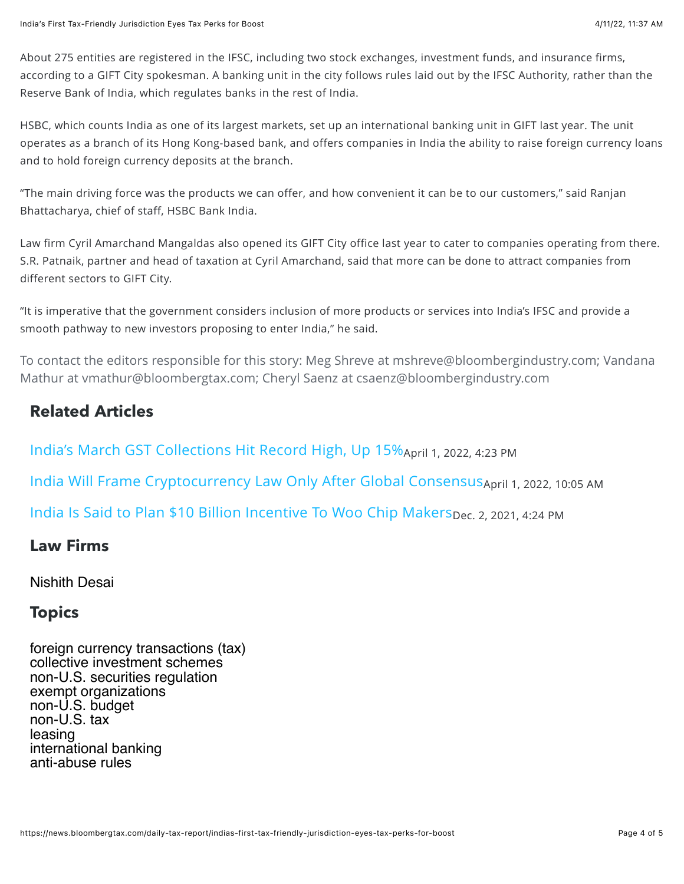About 275 entities are registered in the IFSC, including two stock exchanges, investment funds, and insurance firms, according to a GIFT City spokesman. A banking unit in the city follows rules laid out by the IFSC Authority, rather than the Reserve Bank of India, which regulates banks in the rest of India.

HSBC, which counts India as one of its largest markets, set up an international banking unit in GIFT last year. The unit operates as a branch of its Hong Kong-based bank, and offers companies in India the ability to raise foreign currency loans and to hold foreign currency deposits at the branch.

"The main driving force was the products we can offer, and how convenient it can be to our customers," said Ranjan Bhattacharya, chief of staff, HSBC Bank India.

Law firm Cyril Amarchand Mangaldas also opened its GIFT City office last year to cater to companies operating from there. S.R. Patnaik, partner and head of taxation at Cyril Amarchand, said that more can be done to attract companies from different sectors to GIFT City.

"It is imperative that the government considers inclusion of more products or services into India's IFSC and provide a smooth pathway to new investors proposing to enter India," he said.

To contact the editors responsible for this story: Meg Shreve at mshreve@bloombergindustry.com; Vandana Mathur at vmathur@bloombergtax.com; Cheryl Saenz at csaenz@bloombergindustry.com

## Related Articles

India's March GST Collections Hit Record High, Up 15% April 1, 2022, 4:23 PM

India Will Frame Cryptocurrency Law Only After Global Consensus April 1, 2022, 10:05 AM

India Is Said to Plan $10 Billion Incentive To Woo Chip Makers Dec. 2, 2021, 4:24 PM

## Law Firms

Nishith Desai

## Topics

foreign currency transactions (tax)
collective investment schemes
non-U.S. securities regulation
exempt organizations
non-U.S. budget
non-U.S. tax
leasing
international banking
anti-abuse rules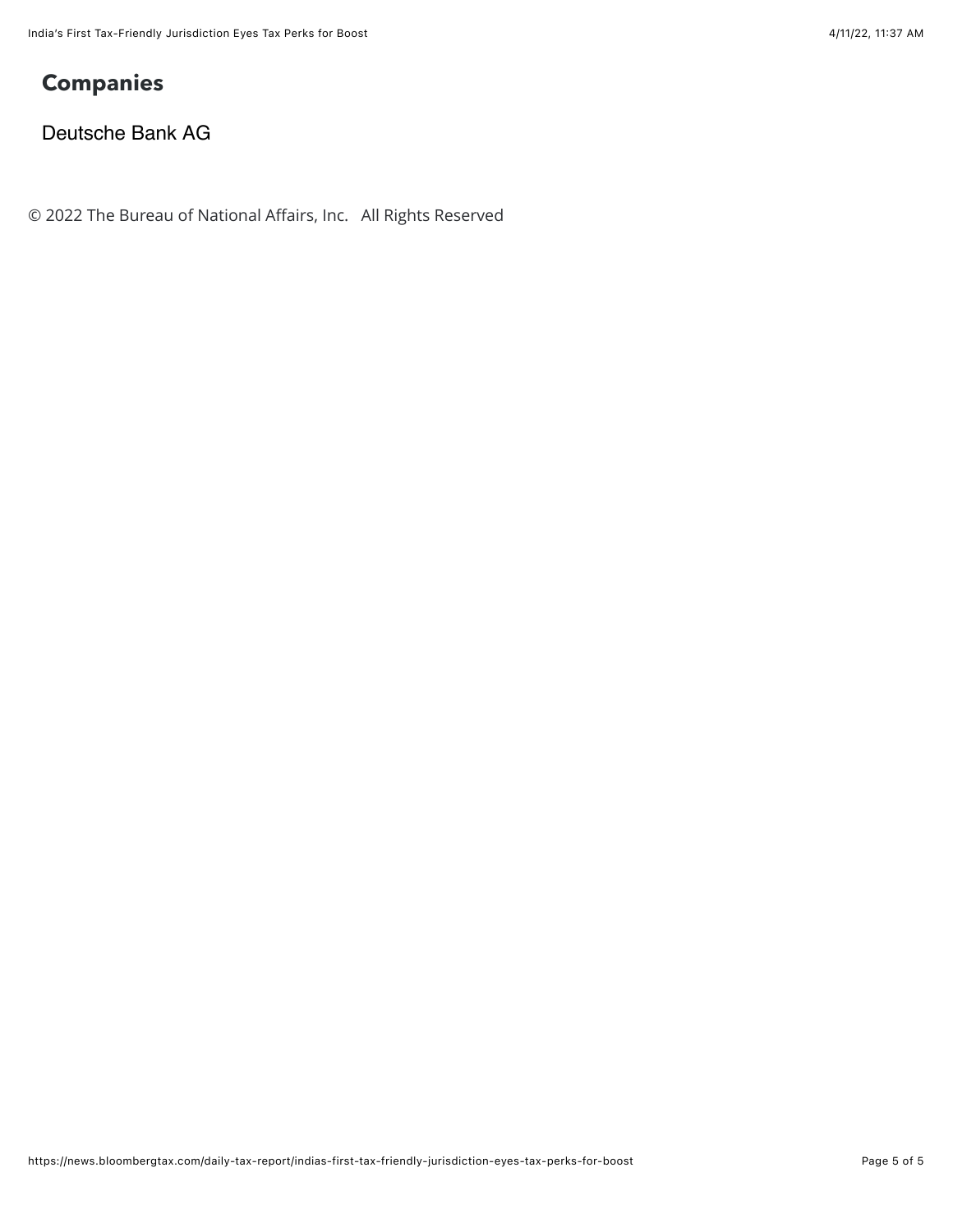## Companies

Deutsche Bank AG

© 2022 The Bureau of National Affairs, Inc. All Rights Reserved